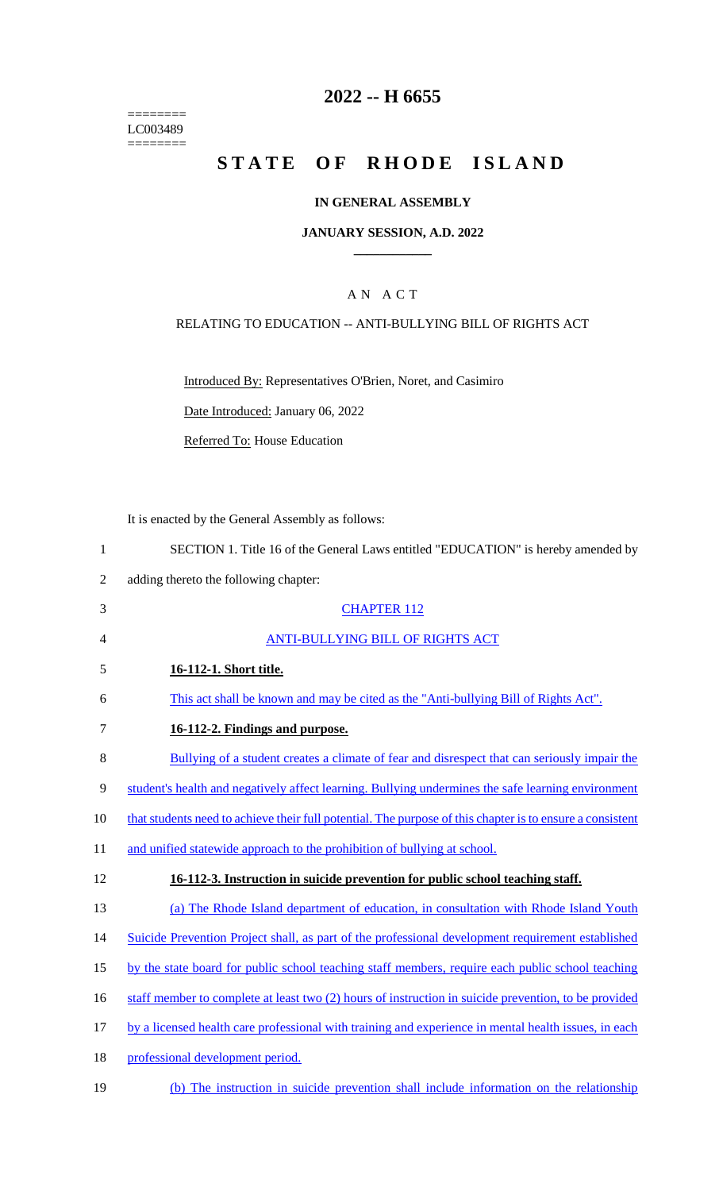# 2022 -- H 6655

========
LC003489
========

# STATE OF RHODE ISLAND

### IN GENERAL ASSEMBLY

### JANUARY SESSION, A.D. 2022

## A N A C T

RELATING TO EDUCATION -- ANTI-BULLYING BILL OF RIGHTS ACT

Introduced By: Representatives O'Brien, Noret, and Casimiro

Date Introduced: January 06, 2022

Referred To: House Education

It is enacted by the General Assembly as follows:

SECTION 1. Title 16 of the General Laws entitled "EDUCATION" is hereby amended by adding thereto the following chapter:

CHAPTER 112

ANTI-BULLYING BILL OF RIGHTS ACT

**16-112-1. Short title.**

This act shall be known and may be cited as the "Anti-bullying Bill of Rights Act".

**16-112-2. Findings and purpose.**

Bullying of a student creates a climate of fear and disrespect that can seriously impair the student's health and negatively affect learning. Bullying undermines the safe learning environment that students need to achieve their full potential. The purpose of this chapter is to ensure a consistent and unified statewide approach to the prohibition of bullying at school.

**16-112-3. Instruction in suicide prevention for public school teaching staff.**

(a) The Rhode Island department of education, in consultation with Rhode Island Youth Suicide Prevention Project shall, as part of the professional development requirement established by the state board for public school teaching staff members, require each public school teaching staff member to complete at least two (2) hours of instruction in suicide prevention, to be provided by a licensed health care professional with training and experience in mental health issues, in each professional development period.

(b) The instruction in suicide prevention shall include information on the relationship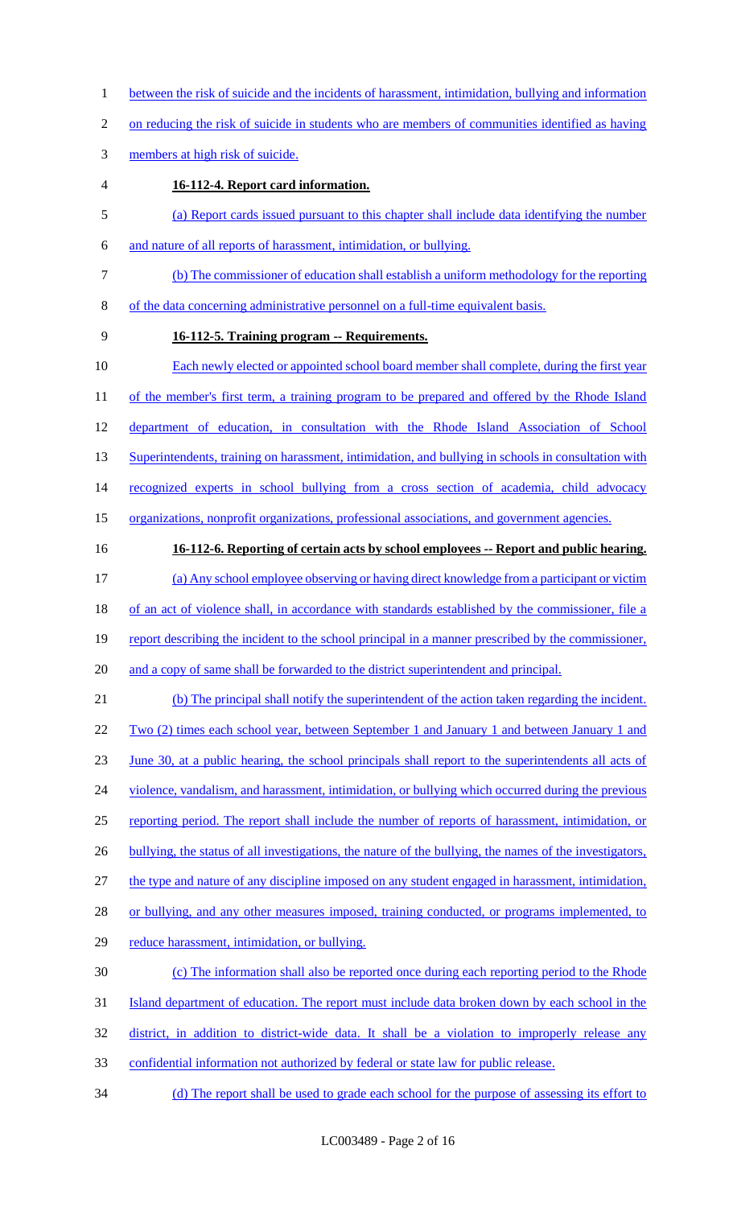between the risk of suicide and the incidents of harassment, intimidation, bullying and information on reducing the risk of suicide in students who are members of communities identified as having members at high risk of suicide.

**16-112-4. Report card information.**

(a) Report cards issued pursuant to this chapter shall include data identifying the number and nature of all reports of harassment, intimidation, or bullying.

(b) The commissioner of education shall establish a uniform methodology for the reporting of the data concerning administrative personnel on a full-time equivalent basis.

**16-112-5. Training program -- Requirements.**

Each newly elected or appointed school board member shall complete, during the first year of the member's first term, a training program to be prepared and offered by the Rhode Island department of education, in consultation with the Rhode Island Association of School Superintendents, training on harassment, intimidation, and bullying in schools in consultation with recognized experts in school bullying from a cross section of academia, child advocacy organizations, nonprofit organizations, professional associations, and government agencies.

**16-112-6. Reporting of certain acts by school employees -- Report and public hearing.**

(a) Any school employee observing or having direct knowledge from a participant or victim of an act of violence shall, in accordance with standards established by the commissioner, file a report describing the incident to the school principal in a manner prescribed by the commissioner, and a copy of same shall be forwarded to the district superintendent and principal.

(b) The principal shall notify the superintendent of the action taken regarding the incident. Two (2) times each school year, between September 1 and January 1 and between January 1 and June 30, at a public hearing, the school principals shall report to the superintendents all acts of violence, vandalism, and harassment, intimidation, or bullying which occurred during the previous reporting period. The report shall include the number of reports of harassment, intimidation, or bullying, the status of all investigations, the nature of the bullying, the names of the investigators, the type and nature of any discipline imposed on any student engaged in harassment, intimidation, or bullying, and any other measures imposed, training conducted, or programs implemented, to reduce harassment, intimidation, or bullying.

(c) The information shall also be reported once during each reporting period to the Rhode Island department of education. The report must include data broken down by each school in the district, in addition to district-wide data. It shall be a violation to improperly release any confidential information not authorized by federal or state law for public release.

(d) The report shall be used to grade each school for the purpose of assessing its effort to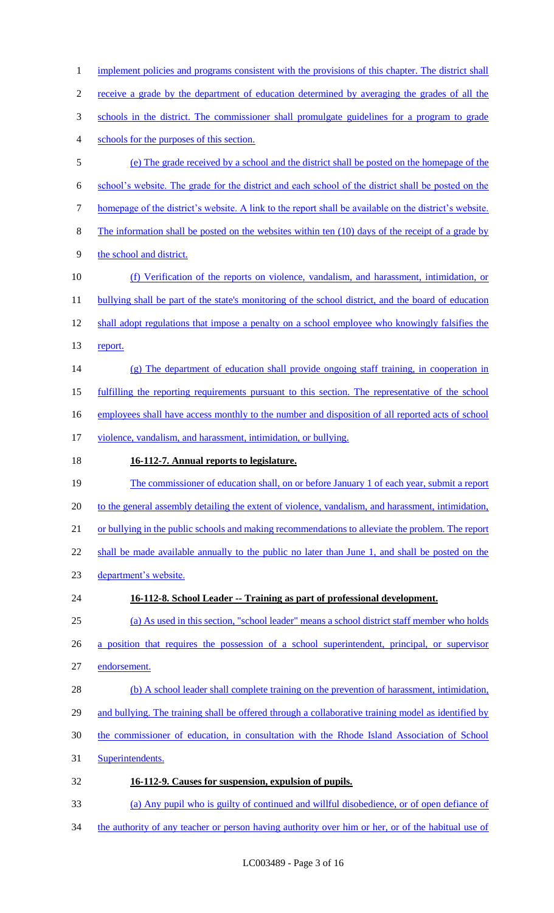implement policies and programs consistent with the provisions of this chapter. The district shall receive a grade by the department of education determined by averaging the grades of all the schools in the district. The commissioner shall promulgate guidelines for a program to grade schools for the purposes of this section.

(e) The grade received by a school and the district shall be posted on the homepage of the school's website. The grade for the district and each school of the district shall be posted on the homepage of the district's website. A link to the report shall be available on the district's website. The information shall be posted on the websites within ten (10) days of the receipt of a grade by the school and district.

(f) Verification of the reports on violence, vandalism, and harassment, intimidation, or bullying shall be part of the state's monitoring of the school district, and the board of education shall adopt regulations that impose a penalty on a school employee who knowingly falsifies the report.

(g) The department of education shall provide ongoing staff training, in cooperation in fulfilling the reporting requirements pursuant to this section. The representative of the school employees shall have access monthly to the number and disposition of all reported acts of school violence, vandalism, and harassment, intimidation, or bullying.

**16-112-7. Annual reports to legislature.**

The commissioner of education shall, on or before January 1 of each year, submit a report to the general assembly detailing the extent of violence, vandalism, and harassment, intimidation, or bullying in the public schools and making recommendations to alleviate the problem. The report shall be made available annually to the public no later than June 1, and shall be posted on the department's website.

**16-112-8. School Leader -- Training as part of professional development.**

(a) As used in this section, "school leader" means a school district staff member who holds a position that requires the possession of a school superintendent, principal, or supervisor endorsement.

(b) A school leader shall complete training on the prevention of harassment, intimidation, and bullying. The training shall be offered through a collaborative training model as identified by the commissioner of education, in consultation with the Rhode Island Association of School Superintendents.

**16-112-9. Causes for suspension, expulsion of pupils.**

(a) Any pupil who is guilty of continued and willful disobedience, or of open defiance of the authority of any teacher or person having authority over him or her, or of the habitual use of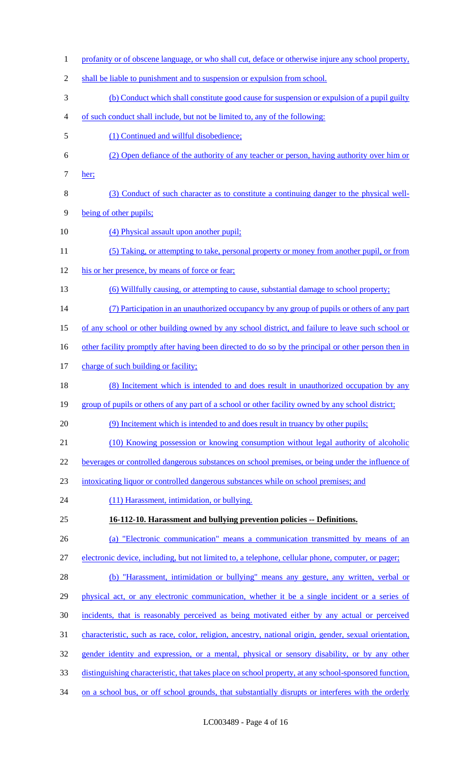profanity or of obscene language, or who shall cut, deface or otherwise injure any school property, shall be liable to punishment and to suspension or expulsion from school.

(b) Conduct which shall constitute good cause for suspension or expulsion of a pupil guilty of such conduct shall include, but not be limited to, any of the following:

(1) Continued and willful disobedience;

(2) Open defiance of the authority of any teacher or person, having authority over him or her;

(3) Conduct of such character as to constitute a continuing danger to the physical well-being of other pupils;

(4) Physical assault upon another pupil;

(5) Taking, or attempting to take, personal property or money from another pupil, or from his or her presence, by means of force or fear;

(6) Willfully causing, or attempting to cause, substantial damage to school property;

(7) Participation in an unauthorized occupancy by any group of pupils or others of any part of any school or other building owned by any school district, and failure to leave such school or other facility promptly after having been directed to do so by the principal or other person then in charge of such building or facility;

(8) Incitement which is intended to and does result in unauthorized occupation by any group of pupils or others of any part of a school or other facility owned by any school district;

(9) Incitement which is intended to and does result in truancy by other pupils;

(10) Knowing possession or knowing consumption without legal authority of alcoholic beverages or controlled dangerous substances on school premises, or being under the influence of intoxicating liquor or controlled dangerous substances while on school premises; and

(11) Harassment, intimidation, or bullying.

**16-112-10. Harassment and bullying prevention policies -- Definitions.**

(a) "Electronic communication" means a communication transmitted by means of an electronic device, including, but not limited to, a telephone, cellular phone, computer, or pager;

(b) "Harassment, intimidation or bullying" means any gesture, any written, verbal or physical act, or any electronic communication, whether it be a single incident or a series of incidents, that is reasonably perceived as being motivated either by any actual or perceived characteristic, such as race, color, religion, ancestry, national origin, gender, sexual orientation, gender identity and expression, or a mental, physical or sensory disability, or by any other distinguishing characteristic, that takes place on school property, at any school-sponsored function, on a school bus, or off school grounds, that substantially disrupts or interferes with the orderly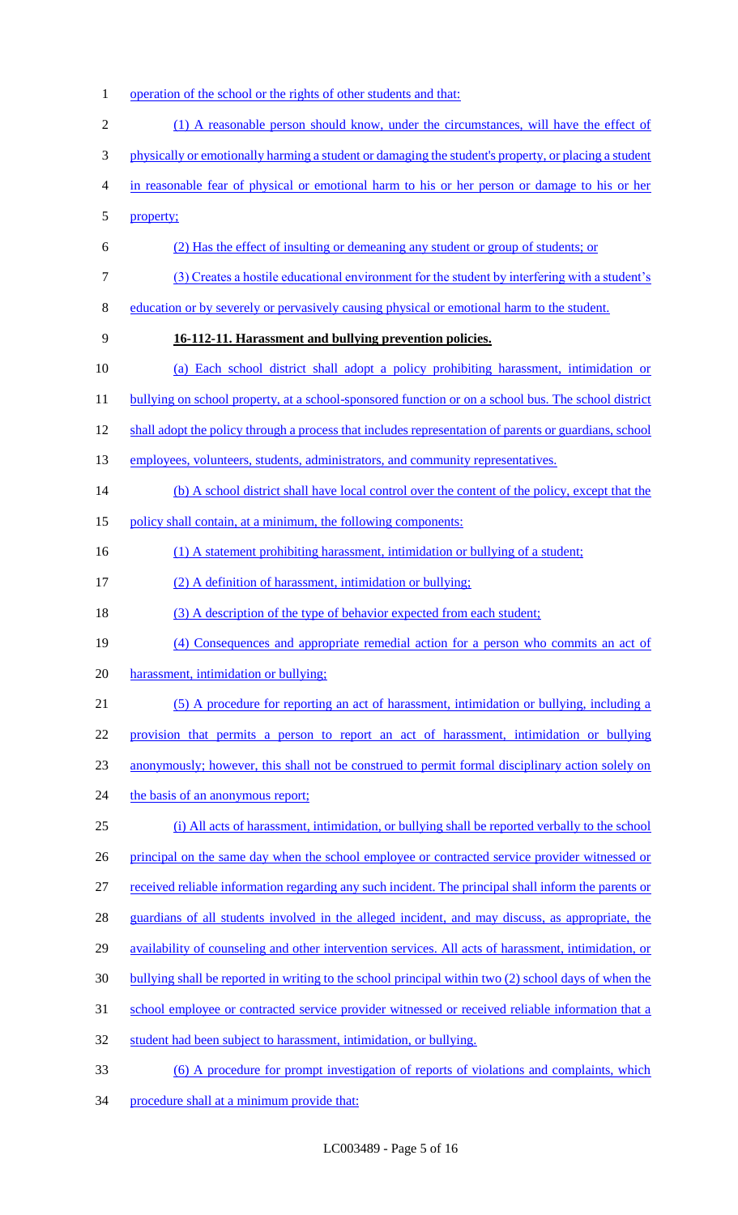operation of the school or the rights of other students and that:

(1) A reasonable person should know, under the circumstances, will have the effect of physically or emotionally harming a student or damaging the student's property, or placing a student in reasonable fear of physical or emotional harm to his or her person or damage to his or her property;

(2) Has the effect of insulting or demeaning any student or group of students; or

(3) Creates a hostile educational environment for the student by interfering with a student's education or by severely or pervasively causing physical or emotional harm to the student.

**16-112-11. Harassment and bullying prevention policies.**

(a) Each school district shall adopt a policy prohibiting harassment, intimidation or bullying on school property, at a school-sponsored function or on a school bus. The school district shall adopt the policy through a process that includes representation of parents or guardians, school employees, volunteers, students, administrators, and community representatives.

(b) A school district shall have local control over the content of the policy, except that the policy shall contain, at a minimum, the following components:

(1) A statement prohibiting harassment, intimidation or bullying of a student;

(2) A definition of harassment, intimidation or bullying;

(3) A description of the type of behavior expected from each student;

(4) Consequences and appropriate remedial action for a person who commits an act of harassment, intimidation or bullying;

(5) A procedure for reporting an act of harassment, intimidation or bullying, including a provision that permits a person to report an act of harassment, intimidation or bullying anonymously; however, this shall not be construed to permit formal disciplinary action solely on the basis of an anonymous report;

(i) All acts of harassment, intimidation, or bullying shall be reported verbally to the school principal on the same day when the school employee or contracted service provider witnessed or received reliable information regarding any such incident. The principal shall inform the parents or guardians of all students involved in the alleged incident, and may discuss, as appropriate, the availability of counseling and other intervention services. All acts of harassment, intimidation, or bullying shall be reported in writing to the school principal within two (2) school days of when the school employee or contracted service provider witnessed or received reliable information that a student had been subject to harassment, intimidation, or bullying.

(6) A procedure for prompt investigation of reports of violations and complaints, which procedure shall at a minimum provide that: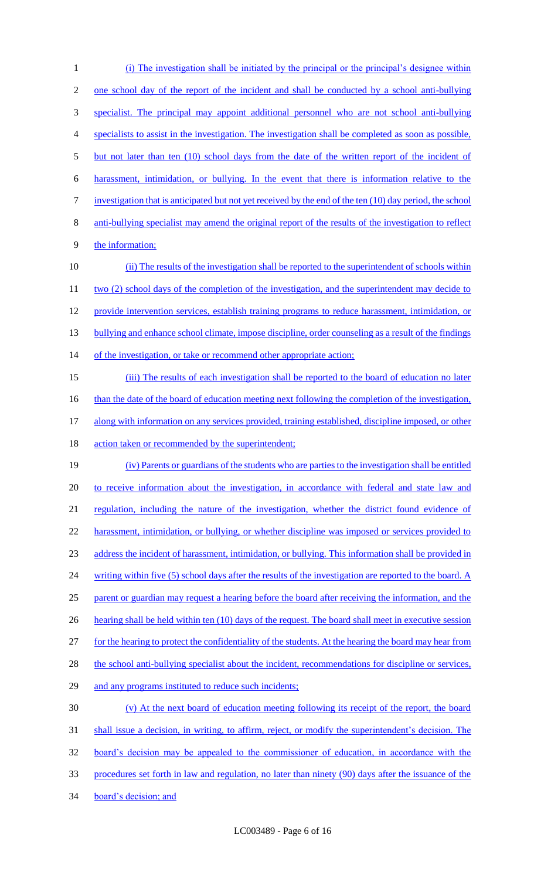(i) The investigation shall be initiated by the principal or the principal's designee within one school day of the report of the incident and shall be conducted by a school anti-bullying specialist. The principal may appoint additional personnel who are not school anti-bullying specialists to assist in the investigation. The investigation shall be completed as soon as possible, but not later than ten (10) school days from the date of the written report of the incident of harassment, intimidation, or bullying. In the event that there is information relative to the investigation that is anticipated but not yet received by the end of the ten (10) day period, the school anti-bullying specialist may amend the original report of the results of the investigation to reflect the information;

(ii) The results of the investigation shall be reported to the superintendent of schools within two (2) school days of the completion of the investigation, and the superintendent may decide to provide intervention services, establish training programs to reduce harassment, intimidation, or bullying and enhance school climate, impose discipline, order counseling as a result of the findings of the investigation, or take or recommend other appropriate action;

(iii) The results of each investigation shall be reported to the board of education no later than the date of the board of education meeting next following the completion of the investigation, along with information on any services provided, training established, discipline imposed, or other action taken or recommended by the superintendent;

(iv) Parents or guardians of the students who are parties to the investigation shall be entitled to receive information about the investigation, in accordance with federal and state law and regulation, including the nature of the investigation, whether the district found evidence of harassment, intimidation, or bullying, or whether discipline was imposed or services provided to address the incident of harassment, intimidation, or bullying. This information shall be provided in writing within five (5) school days after the results of the investigation are reported to the board. A parent or guardian may request a hearing before the board after receiving the information, and the hearing shall be held within ten (10) days of the request. The board shall meet in executive session for the hearing to protect the confidentiality of the students. At the hearing the board may hear from the school anti-bullying specialist about the incident, recommendations for discipline or services, and any programs instituted to reduce such incidents;

(v) At the next board of education meeting following its receipt of the report, the board shall issue a decision, in writing, to affirm, reject, or modify the superintendent's decision. The board's decision may be appealed to the commissioner of education, in accordance with the procedures set forth in law and regulation, no later than ninety (90) days after the issuance of the board's decision; and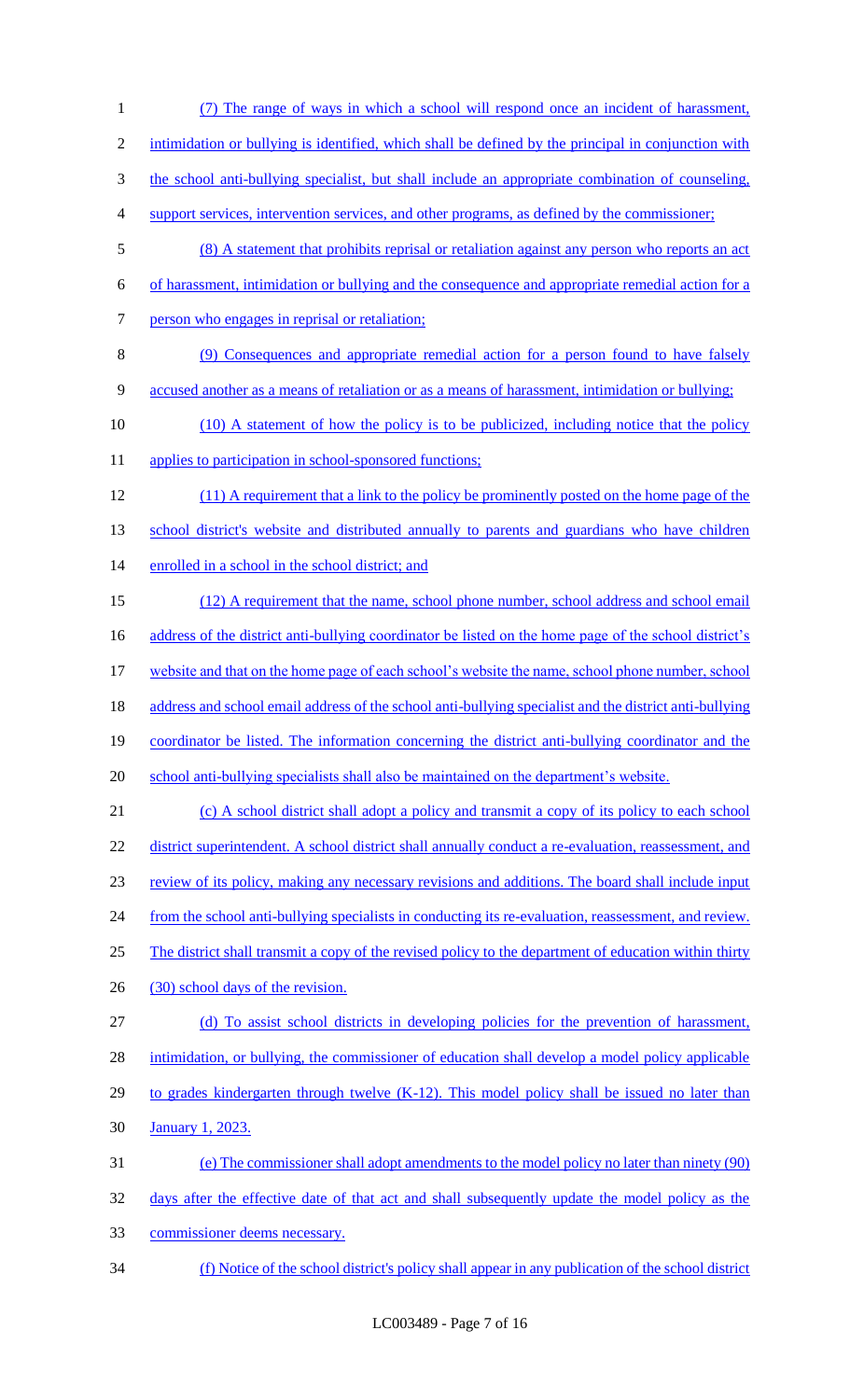(7) The range of ways in which a school will respond once an incident of harassment, intimidation or bullying is identified, which shall be defined by the principal in conjunction with the school anti-bullying specialist, but shall include an appropriate combination of counseling, support services, intervention services, and other programs, as defined by the commissioner;

(8) A statement that prohibits reprisal or retaliation against any person who reports an act of harassment, intimidation or bullying and the consequence and appropriate remedial action for a person who engages in reprisal or retaliation;

(9) Consequences and appropriate remedial action for a person found to have falsely accused another as a means of retaliation or as a means of harassment, intimidation or bullying;

(10) A statement of how the policy is to be publicized, including notice that the policy applies to participation in school-sponsored functions;

(11) A requirement that a link to the policy be prominently posted on the home page of the school district's website and distributed annually to parents and guardians who have children enrolled in a school in the school district; and

(12) A requirement that the name, school phone number, school address and school email address of the district anti-bullying coordinator be listed on the home page of the school district's website and that on the home page of each school's website the name, school phone number, school address and school email address of the school anti-bullying specialist and the district anti-bullying coordinator be listed. The information concerning the district anti-bullying coordinator and the school anti-bullying specialists shall also be maintained on the department's website.

(c) A school district shall adopt a policy and transmit a copy of its policy to each school district superintendent. A school district shall annually conduct a re-evaluation, reassessment, and review of its policy, making any necessary revisions and additions. The board shall include input from the school anti-bullying specialists in conducting its re-evaluation, reassessment, and review. The district shall transmit a copy of the revised policy to the department of education within thirty (30) school days of the revision.

(d) To assist school districts in developing policies for the prevention of harassment, intimidation, or bullying, the commissioner of education shall develop a model policy applicable to grades kindergarten through twelve (K-12). This model policy shall be issued no later than January 1, 2023.

(e) The commissioner shall adopt amendments to the model policy no later than ninety (90) days after the effective date of that act and shall subsequently update the model policy as the commissioner deems necessary.

(f) Notice of the school district's policy shall appear in any publication of the school district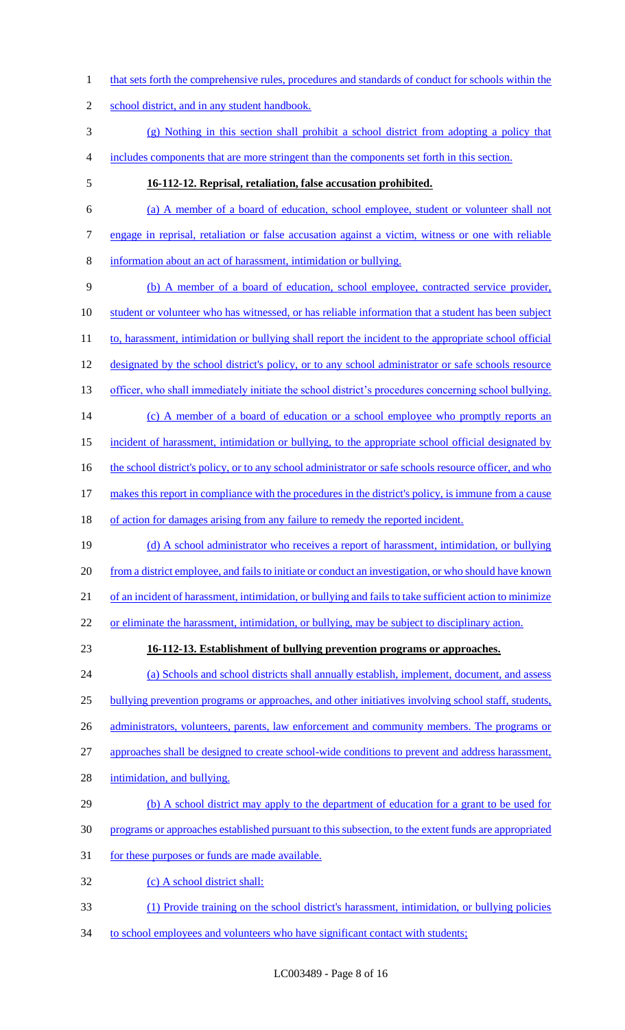that sets forth the comprehensive rules, procedures and standards of conduct for schools within the school district, and in any student handbook.

(g) Nothing in this section shall prohibit a school district from adopting a policy that includes components that are more stringent than the components set forth in this section.

**16-112-12. Reprisal, retaliation, false accusation prohibited.**

(a) A member of a board of education, school employee, student or volunteer shall not engage in reprisal, retaliation or false accusation against a victim, witness or one with reliable information about an act of harassment, intimidation or bullying.

(b) A member of a board of education, school employee, contracted service provider, student or volunteer who has witnessed, or has reliable information that a student has been subject to, harassment, intimidation or bullying shall report the incident to the appropriate school official designated by the school district's policy, or to any school administrator or safe schools resource officer, who shall immediately initiate the school district's procedures concerning school bullying.

(c) A member of a board of education or a school employee who promptly reports an incident of harassment, intimidation or bullying, to the appropriate school official designated by the school district's policy, or to any school administrator or safe schools resource officer, and who makes this report in compliance with the procedures in the district's policy, is immune from a cause of action for damages arising from any failure to remedy the reported incident.

(d) A school administrator who receives a report of harassment, intimidation, or bullying from a district employee, and fails to initiate or conduct an investigation, or who should have known of an incident of harassment, intimidation, or bullying and fails to take sufficient action to minimize or eliminate the harassment, intimidation, or bullying, may be subject to disciplinary action.

**16-112-13. Establishment of bullying prevention programs or approaches.**

(a) Schools and school districts shall annually establish, implement, document, and assess bullying prevention programs or approaches, and other initiatives involving school staff, students, administrators, volunteers, parents, law enforcement and community members. The programs or approaches shall be designed to create school-wide conditions to prevent and address harassment, intimidation, and bullying.

(b) A school district may apply to the department of education for a grant to be used for programs or approaches established pursuant to this subsection, to the extent funds are appropriated for these purposes or funds are made available.

(c) A school district shall:

(1) Provide training on the school district's harassment, intimidation, or bullying policies to school employees and volunteers who have significant contact with students;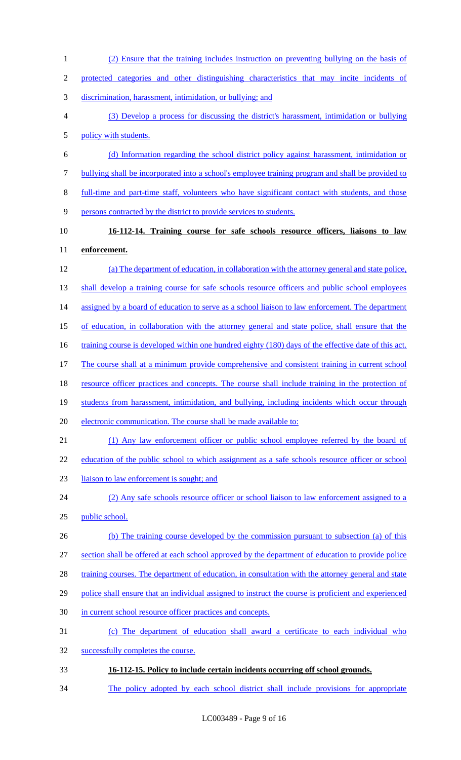(2) Ensure that the training includes instruction on preventing bullying on the basis of protected categories and other distinguishing characteristics that may incite incidents of discrimination, harassment, intimidation, or bullying; and

(3) Develop a process for discussing the district's harassment, intimidation or bullying policy with students.

(d) Information regarding the school district policy against harassment, intimidation or bullying shall be incorporated into a school's employee training program and shall be provided to full-time and part-time staff, volunteers who have significant contact with students, and those persons contracted by the district to provide services to students.

**16-112-14. Training course for safe schools resource officers, liaisons to law enforcement.**

(a) The department of education, in collaboration with the attorney general and state police, shall develop a training course for safe schools resource officers and public school employees assigned by a board of education to serve as a school liaison to law enforcement. The department of education, in collaboration with the attorney general and state police, shall ensure that the training course is developed within one hundred eighty (180) days of the effective date of this act. The course shall at a minimum provide comprehensive and consistent training in current school resource officer practices and concepts. The course shall include training in the protection of students from harassment, intimidation, and bullying, including incidents which occur through electronic communication. The course shall be made available to:

(1) Any law enforcement officer or public school employee referred by the board of education of the public school to which assignment as a safe schools resource officer or school liaison to law enforcement is sought; and

(2) Any safe schools resource officer or school liaison to law enforcement assigned to a public school.

(b) The training course developed by the commission pursuant to subsection (a) of this section shall be offered at each school approved by the department of education to provide police training courses. The department of education, in consultation with the attorney general and state police shall ensure that an individual assigned to instruct the course is proficient and experienced in current school resource officer practices and concepts.

(c) The department of education shall award a certificate to each individual who successfully completes the course.

**16-112-15. Policy to include certain incidents occurring off school grounds.**

The policy adopted by each school district shall include provisions for appropriate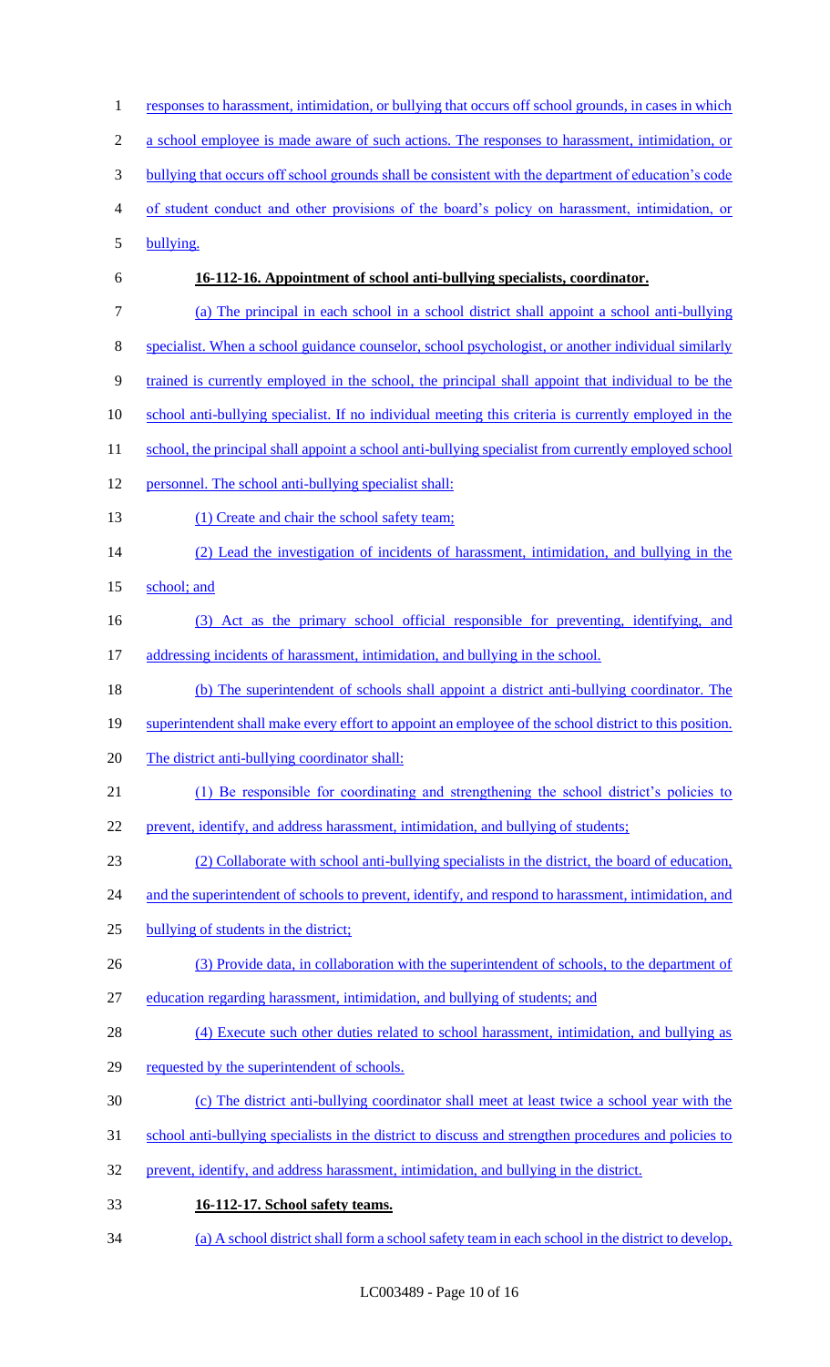responses to harassment, intimidation, or bullying that occurs off school grounds, in cases in which a school employee is made aware of such actions. The responses to harassment, intimidation, or bullying that occurs off school grounds shall be consistent with the department of education's code of student conduct and other provisions of the board's policy on harassment, intimidation, or bullying.

**16-112-16. Appointment of school anti-bullying specialists, coordinator.**

(a) The principal in each school in a school district shall appoint a school anti-bullying specialist. When a school guidance counselor, school psychologist, or another individual similarly trained is currently employed in the school, the principal shall appoint that individual to be the school anti-bullying specialist. If no individual meeting this criteria is currently employed in the school, the principal shall appoint a school anti-bullying specialist from currently employed school personnel. The school anti-bullying specialist shall:

(1) Create and chair the school safety team;

(2) Lead the investigation of incidents of harassment, intimidation, and bullying in the school; and

(3) Act as the primary school official responsible for preventing, identifying, and addressing incidents of harassment, intimidation, and bullying in the school.

(b) The superintendent of schools shall appoint a district anti-bullying coordinator. The superintendent shall make every effort to appoint an employee of the school district to this position. The district anti-bullying coordinator shall:

(1) Be responsible for coordinating and strengthening the school district's policies to prevent, identify, and address harassment, intimidation, and bullying of students;

(2) Collaborate with school anti-bullying specialists in the district, the board of education, and the superintendent of schools to prevent, identify, and respond to harassment, intimidation, and bullying of students in the district;

(3) Provide data, in collaboration with the superintendent of schools, to the department of education regarding harassment, intimidation, and bullying of students; and

(4) Execute such other duties related to school harassment, intimidation, and bullying as requested by the superintendent of schools.

(c) The district anti-bullying coordinator shall meet at least twice a school year with the school anti-bullying specialists in the district to discuss and strengthen procedures and policies to prevent, identify, and address harassment, intimidation, and bullying in the district.

**16-112-17. School safety teams.**

(a) A school district shall form a school safety team in each school in the district to develop,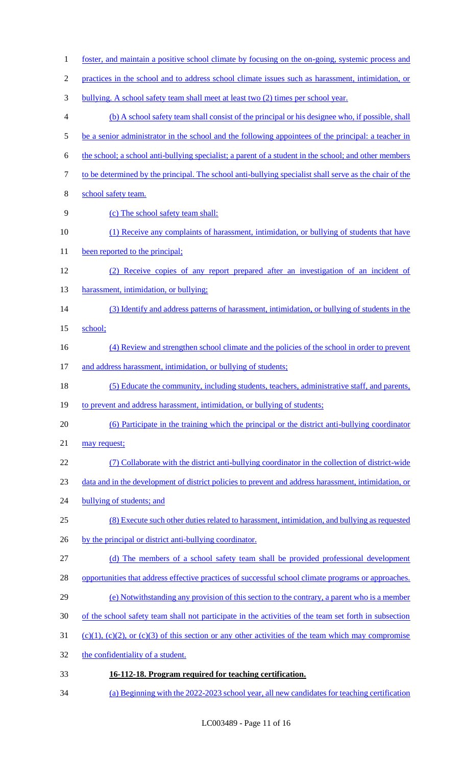foster, and maintain a positive school climate by focusing on the on-going, systemic process and practices in the school and to address school climate issues such as harassment, intimidation, or bullying. A school safety team shall meet at least two (2) times per school year.

(b) A school safety team shall consist of the principal or his designee who, if possible, shall be a senior administrator in the school and the following appointees of the principal: a teacher in the school; a school anti-bullying specialist; a parent of a student in the school; and other members to be determined by the principal. The school anti-bullying specialist shall serve as the chair of the school safety team.

(c) The school safety team shall:

(1) Receive any complaints of harassment, intimidation, or bullying of students that have been reported to the principal;

(2) Receive copies of any report prepared after an investigation of an incident of harassment, intimidation, or bullying;

(3) Identify and address patterns of harassment, intimidation, or bullying of students in the school;

(4) Review and strengthen school climate and the policies of the school in order to prevent and address harassment, intimidation, or bullying of students;

(5) Educate the community, including students, teachers, administrative staff, and parents, to prevent and address harassment, intimidation, or bullying of students;

(6) Participate in the training which the principal or the district anti-bullying coordinator may request;

(7) Collaborate with the district anti-bullying coordinator in the collection of district-wide data and in the development of district policies to prevent and address harassment, intimidation, or bullying of students; and

(8) Execute such other duties related to harassment, intimidation, and bullying as requested by the principal or district anti-bullying coordinator.

(d) The members of a school safety team shall be provided professional development opportunities that address effective practices of successful school climate programs or approaches.

(e) Notwithstanding any provision of this section to the contrary, a parent who is a member of the school safety team shall not participate in the activities of the team set forth in subsection (c)(1), (c)(2), or (c)(3) of this section or any other activities of the team which may compromise the confidentiality of a student.

**16-112-18. Program required for teaching certification.**

(a) Beginning with the 2022-2023 school year, all new candidates for teaching certification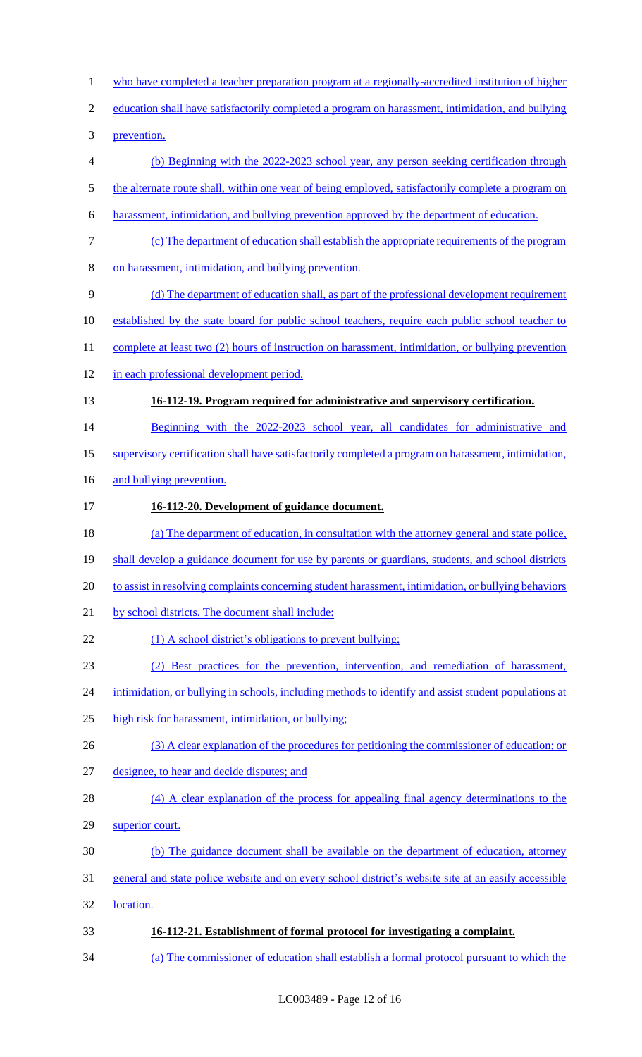who have completed a teacher preparation program at a regionally-accredited institution of higher education shall have satisfactorily completed a program on harassment, intimidation, and bullying prevention.

(b) Beginning with the 2022-2023 school year, any person seeking certification through the alternate route shall, within one year of being employed, satisfactorily complete a program on harassment, intimidation, and bullying prevention approved by the department of education.

(c) The department of education shall establish the appropriate requirements of the program on harassment, intimidation, and bullying prevention.

(d) The department of education shall, as part of the professional development requirement established by the state board for public school teachers, require each public school teacher to complete at least two (2) hours of instruction on harassment, intimidation, or bullying prevention in each professional development period.

**16-112-19. Program required for administrative and supervisory certification.**

Beginning with the 2022-2023 school year, all candidates for administrative and supervisory certification shall have satisfactorily completed a program on harassment, intimidation, and bullying prevention.

**16-112-20. Development of guidance document.**

(a) The department of education, in consultation with the attorney general and state police, shall develop a guidance document for use by parents or guardians, students, and school districts to assist in resolving complaints concerning student harassment, intimidation, or bullying behaviors by school districts. The document shall include:

(1) A school district's obligations to prevent bullying;

(2) Best practices for the prevention, intervention, and remediation of harassment, intimidation, or bullying in schools, including methods to identify and assist student populations at high risk for harassment, intimidation, or bullying;

(3) A clear explanation of the procedures for petitioning the commissioner of education; or designee, to hear and decide disputes; and

(4) A clear explanation of the process for appealing final agency determinations to the superior court.

(b) The guidance document shall be available on the department of education, attorney general and state police website and on every school district's website site at an easily accessible location.

**16-112-21. Establishment of formal protocol for investigating a complaint.**

(a) The commissioner of education shall establish a formal protocol pursuant to which the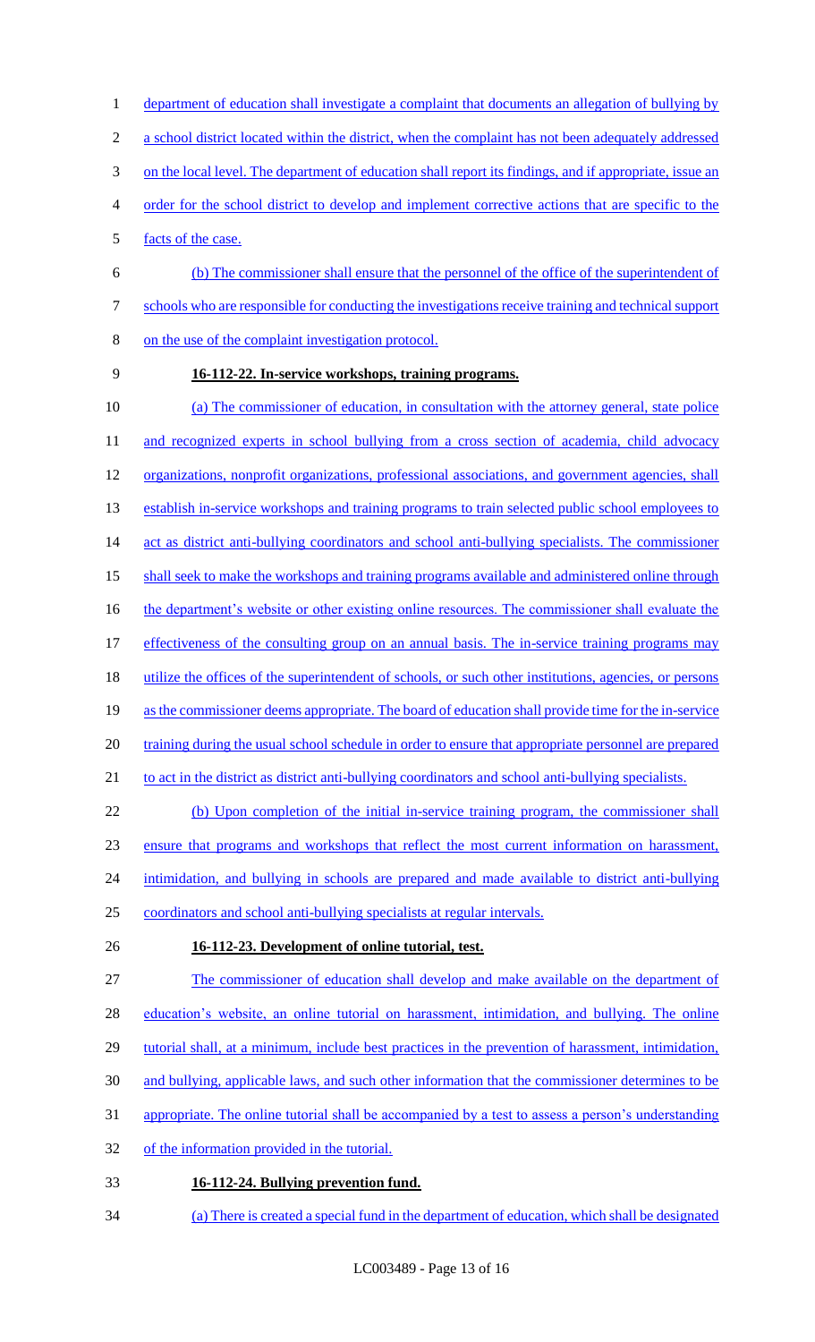department of education shall investigate a complaint that documents an allegation of bullying by a school district located within the district, when the complaint has not been adequately addressed on the local level. The department of education shall report its findings, and if appropriate, issue an order for the school district to develop and implement corrective actions that are specific to the facts of the case.

(b) The commissioner shall ensure that the personnel of the office of the superintendent of schools who are responsible for conducting the investigations receive training and technical support on the use of the complaint investigation protocol.

**16-112-22. In-service workshops, training programs.**

(a) The commissioner of education, in consultation with the attorney general, state police and recognized experts in school bullying from a cross section of academia, child advocacy organizations, nonprofit organizations, professional associations, and government agencies, shall establish in-service workshops and training programs to train selected public school employees to act as district anti-bullying coordinators and school anti-bullying specialists. The commissioner shall seek to make the workshops and training programs available and administered online through the department's website or other existing online resources. The commissioner shall evaluate the effectiveness of the consulting group on an annual basis. The in-service training programs may utilize the offices of the superintendent of schools, or such other institutions, agencies, or persons as the commissioner deems appropriate. The board of education shall provide time for the in-service training during the usual school schedule in order to ensure that appropriate personnel are prepared to act in the district as district anti-bullying coordinators and school anti-bullying specialists.

(b) Upon completion of the initial in-service training program, the commissioner shall ensure that programs and workshops that reflect the most current information on harassment, intimidation, and bullying in schools are prepared and made available to district anti-bullying coordinators and school anti-bullying specialists at regular intervals.

**16-112-23. Development of online tutorial, test.**

The commissioner of education shall develop and make available on the department of education's website, an online tutorial on harassment, intimidation, and bullying. The online tutorial shall, at a minimum, include best practices in the prevention of harassment, intimidation, and bullying, applicable laws, and such other information that the commissioner determines to be appropriate. The online tutorial shall be accompanied by a test to assess a person's understanding of the information provided in the tutorial.

**16-112-24. Bullying prevention fund.**

(a) There is created a special fund in the department of education, which shall be designated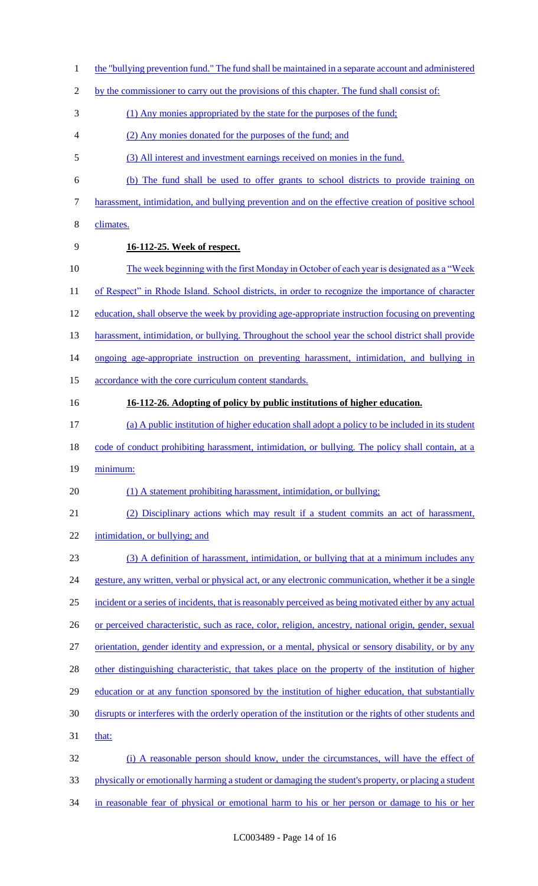the "bullying prevention fund." The fund shall be maintained in a separate account and administered by the commissioner to carry out the provisions of this chapter. The fund shall consist of:

(1) Any monies appropriated by the state for the purposes of the fund;

(2) Any monies donated for the purposes of the fund; and

(3) All interest and investment earnings received on monies in the fund.

(b) The fund shall be used to offer grants to school districts to provide training on harassment, intimidation, and bullying prevention and on the effective creation of positive school climates.

**16-112-25. Week of respect.**

The week beginning with the first Monday in October of each year is designated as a "Week of Respect" in Rhode Island. School districts, in order to recognize the importance of character education, shall observe the week by providing age-appropriate instruction focusing on preventing harassment, intimidation, or bullying. Throughout the school year the school district shall provide ongoing age-appropriate instruction on preventing harassment, intimidation, and bullying in accordance with the core curriculum content standards.

**16-112-26. Adopting of policy by public institutions of higher education.**

(a) A public institution of higher education shall adopt a policy to be included in its student code of conduct prohibiting harassment, intimidation, or bullying. The policy shall contain, at a minimum:

(1) A statement prohibiting harassment, intimidation, or bullying;

(2) Disciplinary actions which may result if a student commits an act of harassment, intimidation, or bullying; and

(3) A definition of harassment, intimidation, or bullying that at a minimum includes any gesture, any written, verbal or physical act, or any electronic communication, whether it be a single incident or a series of incidents, that is reasonably perceived as being motivated either by any actual or perceived characteristic, such as race, color, religion, ancestry, national origin, gender, sexual orientation, gender identity and expression, or a mental, physical or sensory disability, or by any other distinguishing characteristic, that takes place on the property of the institution of higher education or at any function sponsored by the institution of higher education, that substantially disrupts or interferes with the orderly operation of the institution or the rights of other students and that:

(i) A reasonable person should know, under the circumstances, will have the effect of physically or emotionally harming a student or damaging the student's property, or placing a student in reasonable fear of physical or emotional harm to his or her person or damage to his or her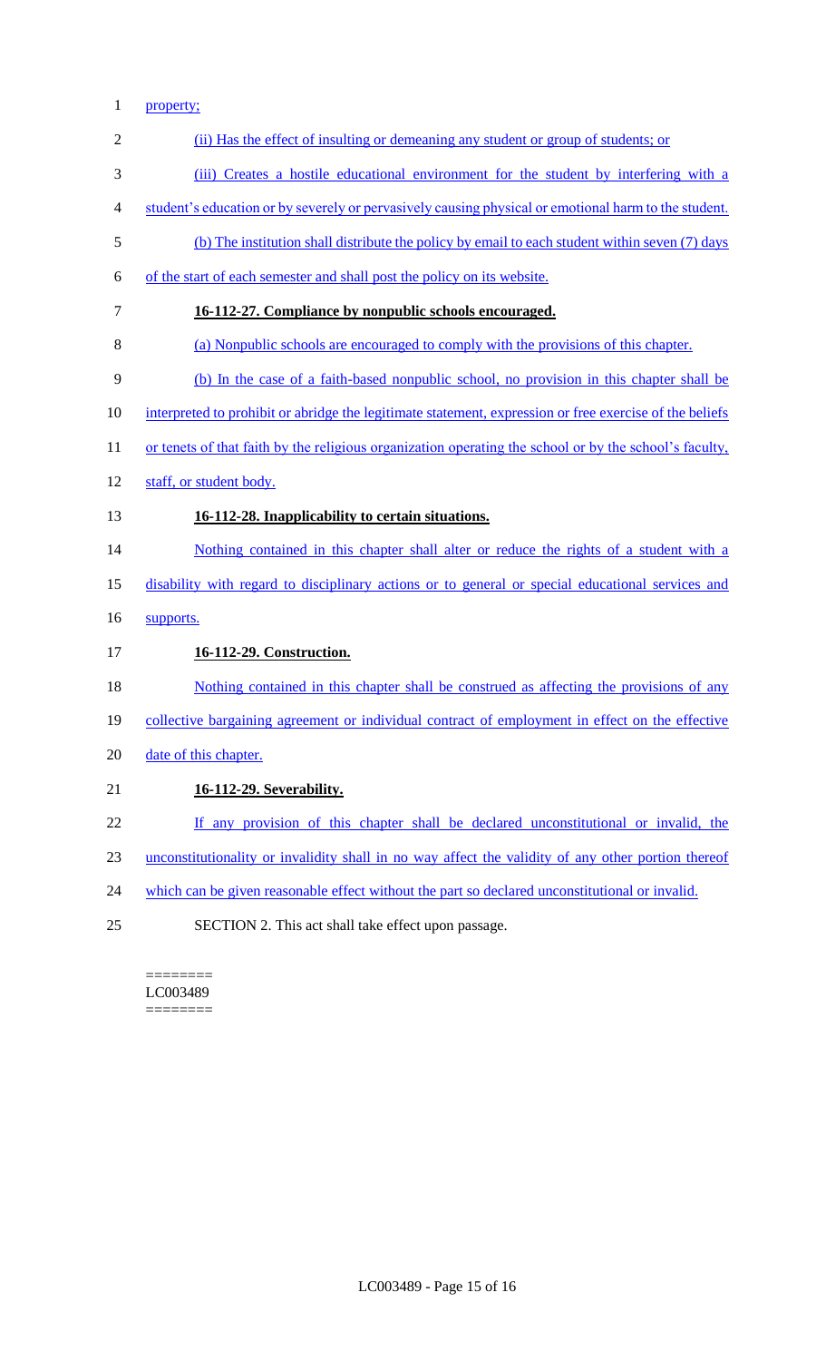property;

(ii) Has the effect of insulting or demeaning any student or group of students; or

(iii) Creates a hostile educational environment for the student by interfering with a student's education or by severely or pervasively causing physical or emotional harm to the student.

(b) The institution shall distribute the policy by email to each student within seven (7) days of the start of each semester and shall post the policy on its website.

**16-112-27. Compliance by nonpublic schools encouraged.**

(a) Nonpublic schools are encouraged to comply with the provisions of this chapter.

(b) In the case of a faith-based nonpublic school, no provision in this chapter shall be interpreted to prohibit or abridge the legitimate statement, expression or free exercise of the beliefs or tenets of that faith by the religious organization operating the school or by the school's faculty, staff, or student body.

**16-112-28. Inapplicability to certain situations.**

Nothing contained in this chapter shall alter or reduce the rights of a student with a disability with regard to disciplinary actions or to general or special educational services and supports.

**16-112-29. Construction.**

Nothing contained in this chapter shall be construed as affecting the provisions of any collective bargaining agreement or individual contract of employment in effect on the effective date of this chapter.

**16-112-29. Severability.**

If any provision of this chapter shall be declared unconstitutional or invalid, the unconstitutionality or invalidity shall in no way affect the validity of any other portion thereof which can be given reasonable effect without the part so declared unconstitutional or invalid.

SECTION 2. This act shall take effect upon passage.

========
LC003489
========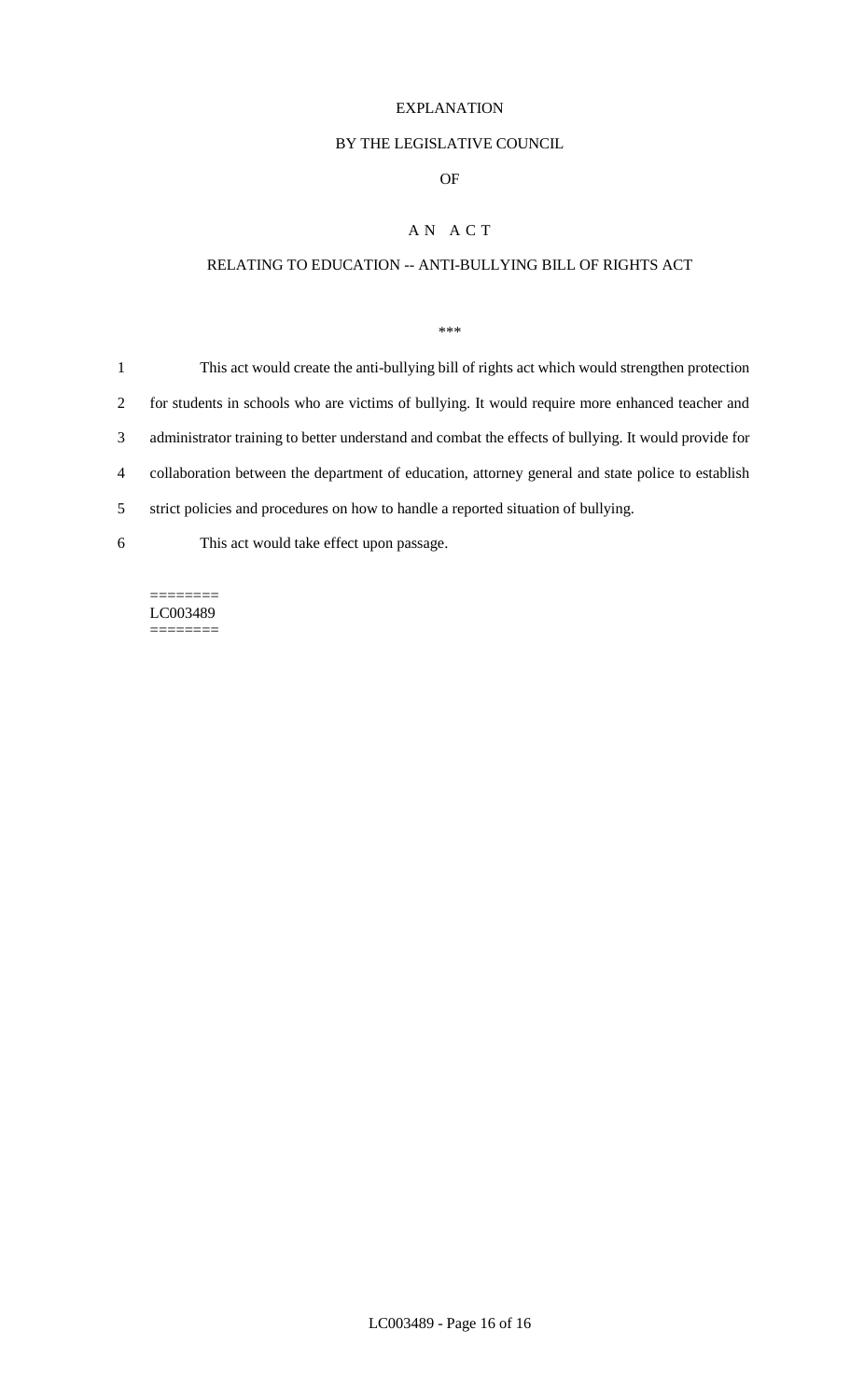EXPLANATION

BY THE LEGISLATIVE COUNCIL

OF

A N A C T

RELATING TO EDUCATION -- ANTI-BULLYING BILL OF RIGHTS ACT

\*\*\*

1 This act would create the anti-bullying bill of rights act which would strengthen protection
2 for students in schools who are victims of bullying. It would require more enhanced teacher and
3 administrator training to better understand and combat the effects of bullying. It would provide for
4 collaboration between the department of education, attorney general and state police to establish
5 strict policies and procedures on how to handle a reported situation of bullying.
6 This act would take effect upon passage.

========
LC003489
========